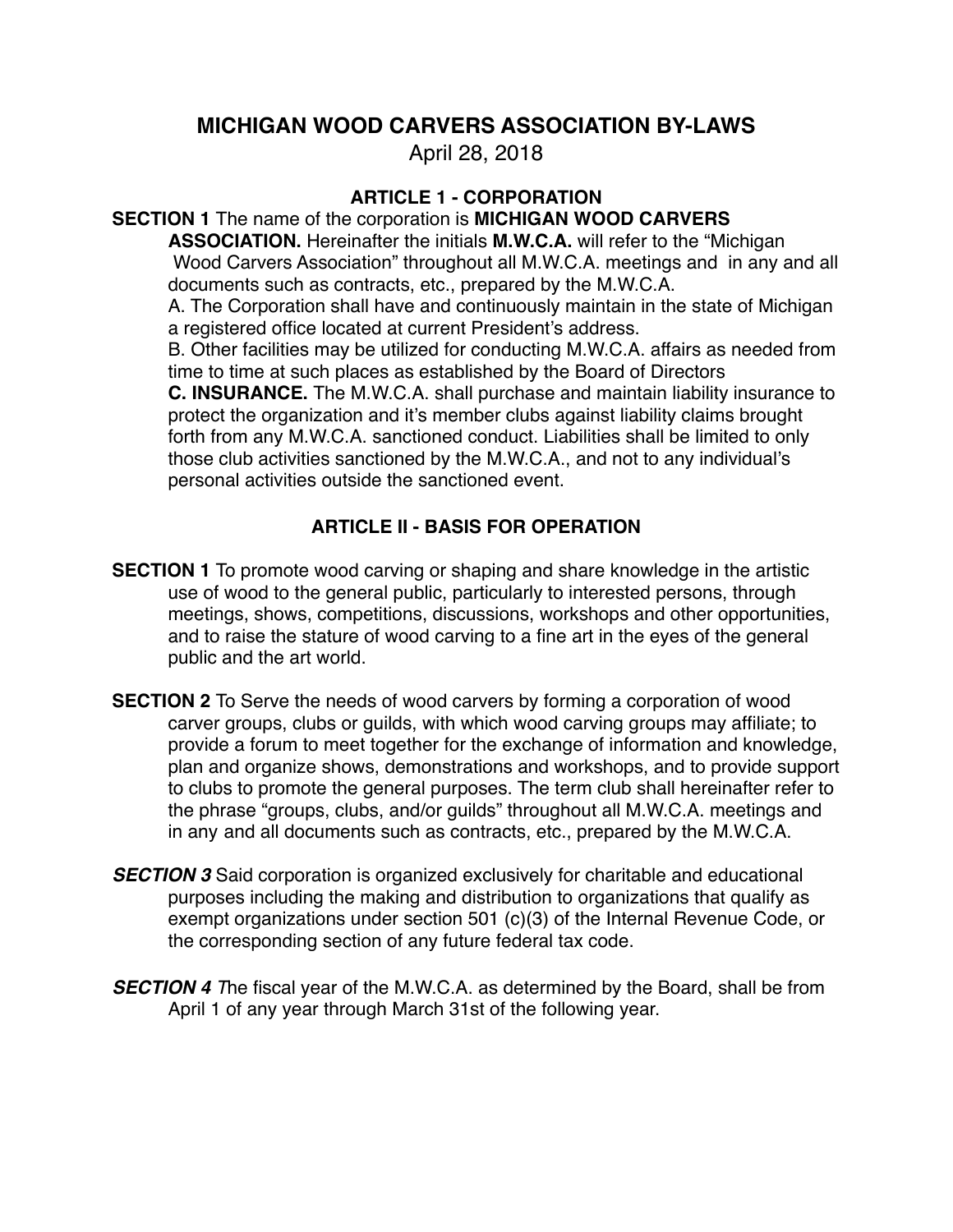# MICHIGAN WOOD CARVERS ASSOCIATION BY-LAWS

April 28, 2018

## ARTICLE 1 - CORPORATION

**SECTION 1** The name of the corporation is **MICHIGAN WOOD CARVERS ASSOCIATION.** Hereinafter the initials **M.W.C.A.** will refer to the "Michigan Wood Carvers Association" throughout all M.W.C.A. meetings and in any and all documents such as contracts, etc., prepared by the M.W.C.A.

A. The Corporation shall have and continuously maintain in the state of Michigan a registered office located at current President's address.

B. Other facilities may be utilized for conducting M.W.C.A. affairs as needed from time to time at such places as established by the Board of Directors

**C. INSURANCE.** The M.W.C.A. shall purchase and maintain liability insurance to protect the organization and it's member clubs against liability claims brought forth from any M.W.C.A. sanctioned conduct. Liabilities shall be limited to only those club activities sanctioned by the M.W.C.A., and not to any individual's personal activities outside the sanctioned event.

## ARTICLE II - BASIS FOR OPERATION

**SECTION 1** To promote wood carving or shaping and share knowledge in the artistic use of wood to the general public, particularly to interested persons, through meetings, shows, competitions, discussions, workshops and other opportunities, and to raise the stature of wood carving to a fine art in the eyes of the general public and the art world.

**SECTION 2** To Serve the needs of wood carvers by forming a corporation of wood carver groups, clubs or guilds, with which wood carving groups may affiliate; to provide a forum to meet together for the exchange of information and knowledge, plan and organize shows, demonstrations and workshops, and to provide support to clubs to promote the general purposes. The term club shall hereinafter refer to the phrase "groups, clubs, and/or guilds" throughout all M.W.C.A. meetings and in any and all documents such as contracts, etc., prepared by the M.W.C.A.

***SECTION 3*** Said corporation is organized exclusively for charitable and educational purposes including the making and distribution to organizations that qualify as exempt organizations under section 501 (c)(3) of the Internal Revenue Code, or the corresponding section of any future federal tax code.

***SECTION 4*** The fiscal year of the M.W.C.A. as determined by the Board, shall be from April 1 of any year through March 31st of the following year.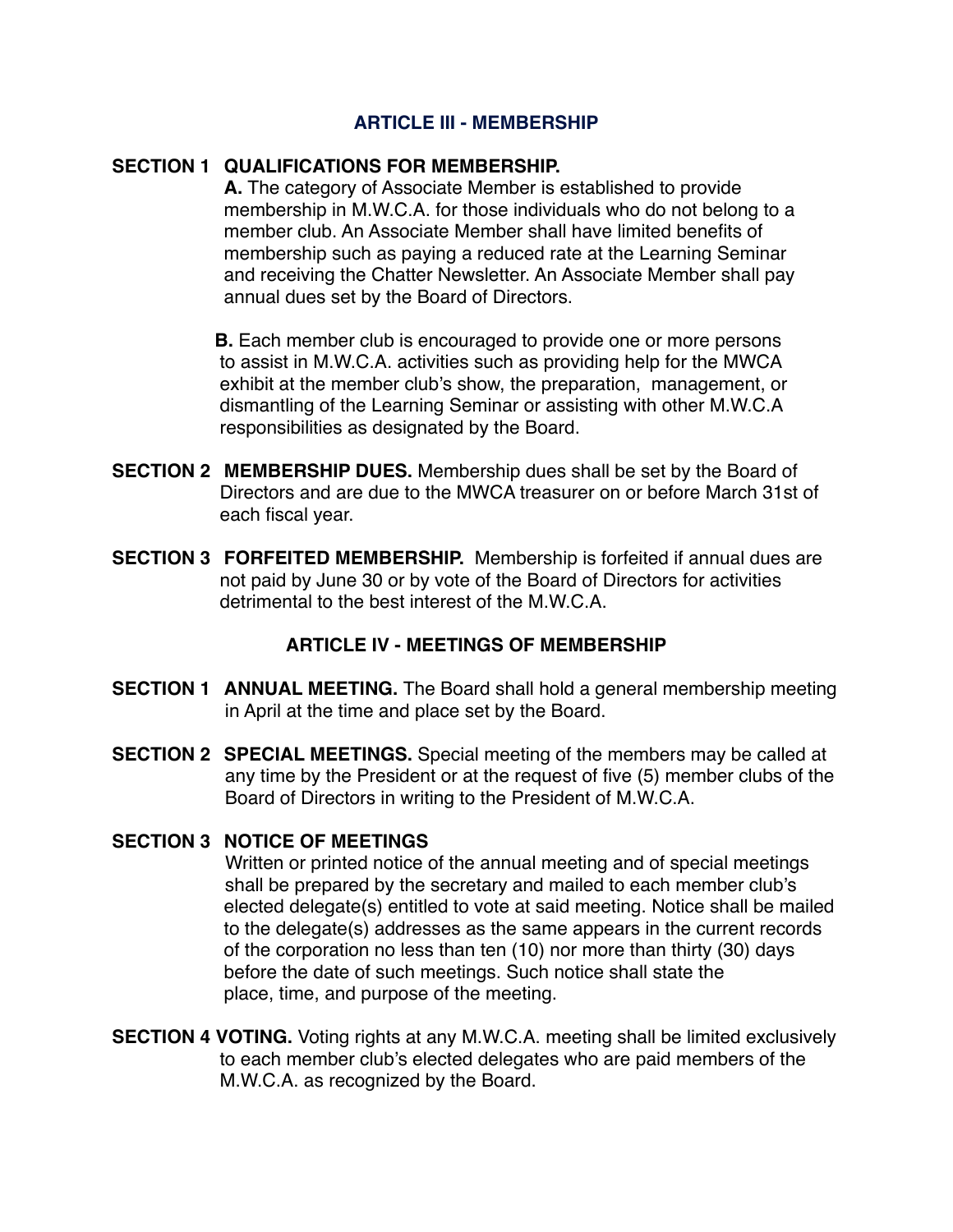## ARTICLE III - MEMBERSHIP

**SECTION 1 QUALIFICATIONS FOR MEMBERSHIP.**

**A.** The category of Associate Member is established to provide membership in M.W.C.A. for those individuals who do not belong to a member club. An Associate Member shall have limited benefits of membership such as paying a reduced rate at the Learning Seminar and receiving the Chatter Newsletter. An Associate Member shall pay annual dues set by the Board of Directors.

**B.** Each member club is encouraged to provide one or more persons to assist in M.W.C.A. activities such as providing help for the MWCA exhibit at the member club's show, the preparation, management, or dismantling of the Learning Seminar or assisting with other M.W.C.A responsibilities as designated by the Board.

**SECTION 2 MEMBERSHIP DUES.** Membership dues shall be set by the Board of Directors and are due to the MWCA treasurer on or before March 31st of each fiscal year.

**SECTION 3 FORFEITED MEMBERSHIP.** Membership is forfeited if annual dues are not paid by June 30 or by vote of the Board of Directors for activities detrimental to the best interest of the M.W.C.A.

## ARTICLE IV - MEETINGS OF MEMBERSHIP

**SECTION 1 ANNUAL MEETING.** The Board shall hold a general membership meeting in April at the time and place set by the Board.

**SECTION 2 SPECIAL MEETINGS.** Special meeting of the members may be called at any time by the President or at the request of five (5) member clubs of the Board of Directors in writing to the President of M.W.C.A.

**SECTION 3 NOTICE OF MEETINGS**

Written or printed notice of the annual meeting and of special meetings shall be prepared by the secretary and mailed to each member club's elected delegate(s) entitled to vote at said meeting. Notice shall be mailed to the delegate(s) addresses as the same appears in the current records of the corporation no less than ten (10) nor more than thirty (30) days before the date of such meetings. Such notice shall state the place, time, and purpose of the meeting.

**SECTION 4 VOTING.** Voting rights at any M.W.C.A. meeting shall be limited exclusively to each member club's elected delegates who are paid members of the M.W.C.A. as recognized by the Board.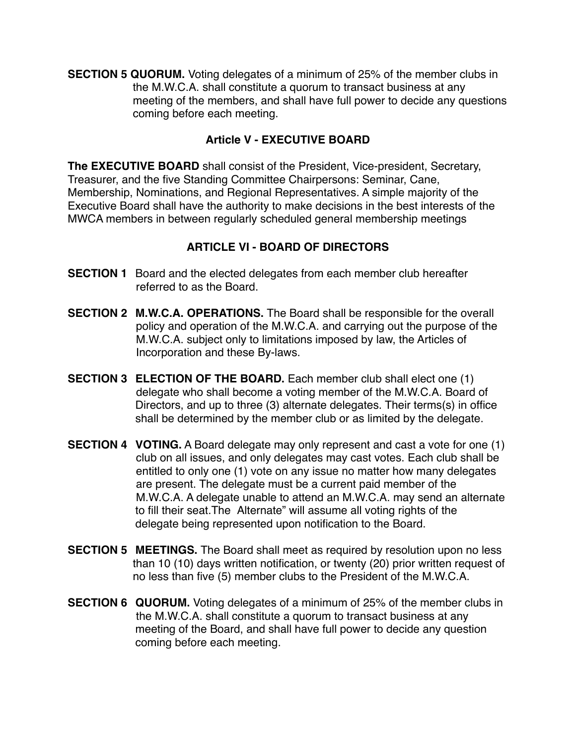**SECTION 5 QUORUM.** Voting delegates of a minimum of 25% of the member clubs in the M.W.C.A. shall constitute a quorum to transact business at any meeting of the members, and shall have full power to decide any questions coming before each meeting.

## Article V - EXECUTIVE BOARD

**The EXECUTIVE BOARD** shall consist of the President, Vice-president, Secretary, Treasurer, and the five Standing Committee Chairpersons: Seminar, Cane, Membership, Nominations, and Regional Representatives. A simple majority of the Executive Board shall have the authority to make decisions in the best interests of the MWCA members in between regularly scheduled general membership meetings

## ARTICLE VI - BOARD OF DIRECTORS

**SECTION 1** Board and the elected delegates from each member club hereafter referred to as the Board.

**SECTION 2 M.W.C.A. OPERATIONS.** The Board shall be responsible for the overall policy and operation of the M.W.C.A. and carrying out the purpose of the M.W.C.A. subject only to limitations imposed by law, the Articles of Incorporation and these By-laws.

**SECTION 3 ELECTION OF THE BOARD.** Each member club shall elect one (1) delegate who shall become a voting member of the M.W.C.A. Board of Directors, and up to three (3) alternate delegates. Their terms(s) in office shall be determined by the member club or as limited by the delegate.

**SECTION 4 VOTING.** A Board delegate may only represent and cast a vote for one (1) club on all issues, and only delegates may cast votes. Each club shall be entitled to only one (1) vote on any issue no matter how many delegates are present. The delegate must be a current paid member of the M.W.C.A. A delegate unable to attend an M.W.C.A. may send an alternate to fill their seat.The Alternate" will assume all voting rights of the delegate being represented upon notification to the Board.

**SECTION 5 MEETINGS.** The Board shall meet as required by resolution upon no less than 10 (10) days written notification, or twenty (20) prior written request of no less than five (5) member clubs to the President of the M.W.C.A.

**SECTION 6 QUORUM.** Voting delegates of a minimum of 25% of the member clubs in the M.W.C.A. shall constitute a quorum to transact business at any meeting of the Board, and shall have full power to decide any question coming before each meeting.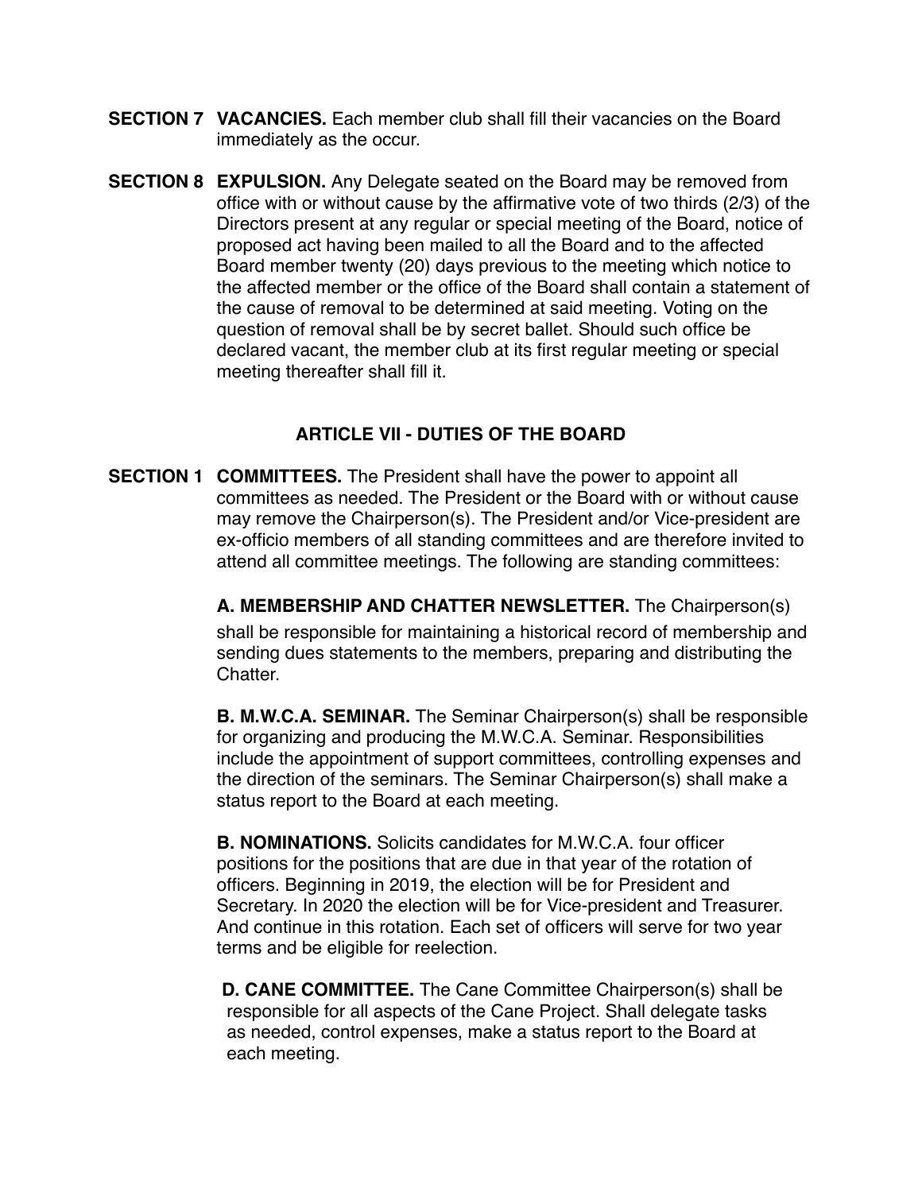**SECTION 7 VACANCIES.** Each member club shall fill their vacancies on the Board immediately as the occur.

**SECTION 8 EXPULSION.** Any Delegate seated on the Board may be removed from office with or without cause by the affirmative vote of two thirds (2/3) of the Directors present at any regular or special meeting of the Board, notice of proposed act having been mailed to all the Board and to the affected Board member twenty (20) days previous to the meeting which notice to the affected member or the office of the Board shall contain a statement of the cause of removal to be determined at said meeting. Voting on the question of removal shall be by secret ballet. Should such office be declared vacant, the member club at its first regular meeting or special meeting thereafter shall fill it.

## ARTICLE VII - DUTIES OF THE BOARD

**SECTION 1 COMMITTEES.** The President shall have the power to appoint all committees as needed. The President or the Board with or without cause may remove the Chairperson(s). The President and/or Vice-president are ex-officio members of all standing committees and are therefore invited to attend all committee meetings. The following are standing committees:

**A. MEMBERSHIP AND CHATTER NEWSLETTER.** The Chairperson(s) shall be responsible for maintaining a historical record of membership and sending dues statements to the members, preparing and distributing the Chatter.

**B. M.W.C.A. SEMINAR.** The Seminar Chairperson(s) shall be responsible for organizing and producing the M.W.C.A. Seminar. Responsibilities include the appointment of support committees, controlling expenses and the direction of the seminars. The Seminar Chairperson(s) shall make a status report to the Board at each meeting.

**B. NOMINATIONS.** Solicits candidates for M.W.C.A. four officer positions for the positions that are due in that year of the rotation of officers. Beginning in 2019, the election will be for President and Secretary. In 2020 the election will be for Vice-president and Treasurer. And continue in this rotation. Each set of officers will serve for two year terms and be eligible for reelection.

**D. CANE COMMITTEE.** The Cane Committee Chairperson(s) shall be responsible for all aspects of the Cane Project. Shall delegate tasks as needed, control expenses, make a status report to the Board at each meeting.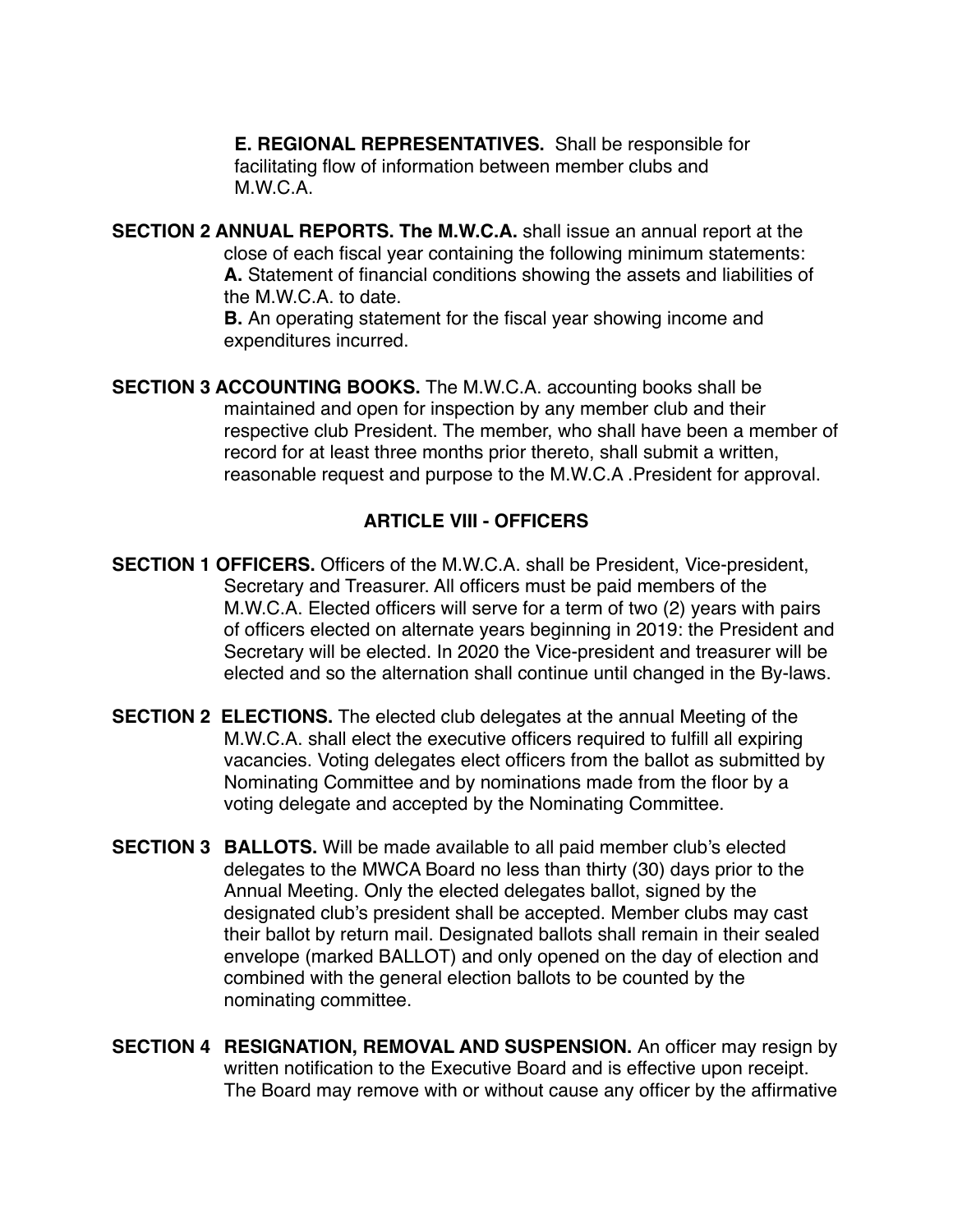**E. REGIONAL REPRESENTATIVES.** Shall be responsible for facilitating flow of information between member clubs and M.W.C.A.

**SECTION 2 ANNUAL REPORTS. The M.W.C.A.** shall issue an annual report at the close of each fiscal year containing the following minimum statements:
**A.** Statement of financial conditions showing the assets and liabilities of the M.W.C.A. to date.
**B.** An operating statement for the fiscal year showing income and expenditures incurred.

**SECTION 3 ACCOUNTING BOOKS.** The M.W.C.A. accounting books shall be maintained and open for inspection by any member club and their respective club President. The member, who shall have been a member of record for at least three months prior thereto, shall submit a written, reasonable request and purpose to the M.W.C.A .President for approval.

## ARTICLE VIII - OFFICERS

**SECTION 1 OFFICERS.** Officers of the M.W.C.A. shall be President, Vice-president, Secretary and Treasurer. All officers must be paid members of the M.W.C.A. Elected officers will serve for a term of two (2) years with pairs of officers elected on alternate years beginning in 2019: the President and Secretary will be elected. In 2020 the Vice-president and treasurer will be elected and so the alternation shall continue until changed in the By-laws.

**SECTION 2 ELECTIONS.** The elected club delegates at the annual Meeting of the M.W.C.A. shall elect the executive officers required to fulfill all expiring vacancies. Voting delegates elect officers from the ballot as submitted by Nominating Committee and by nominations made from the floor by a voting delegate and accepted by the Nominating Committee.

**SECTION 3 BALLOTS.** Will be made available to all paid member club's elected delegates to the MWCA Board no less than thirty (30) days prior to the Annual Meeting. Only the elected delegates ballot, signed by the designated club's president shall be accepted. Member clubs may cast their ballot by return mail. Designated ballots shall remain in their sealed envelope (marked BALLOT) and only opened on the day of election and combined with the general election ballots to be counted by the nominating committee.

**SECTION 4 RESIGNATION, REMOVAL AND SUSPENSION.** An officer may resign by written notification to the Executive Board and is effective upon receipt. The Board may remove with or without cause any officer by the affirmative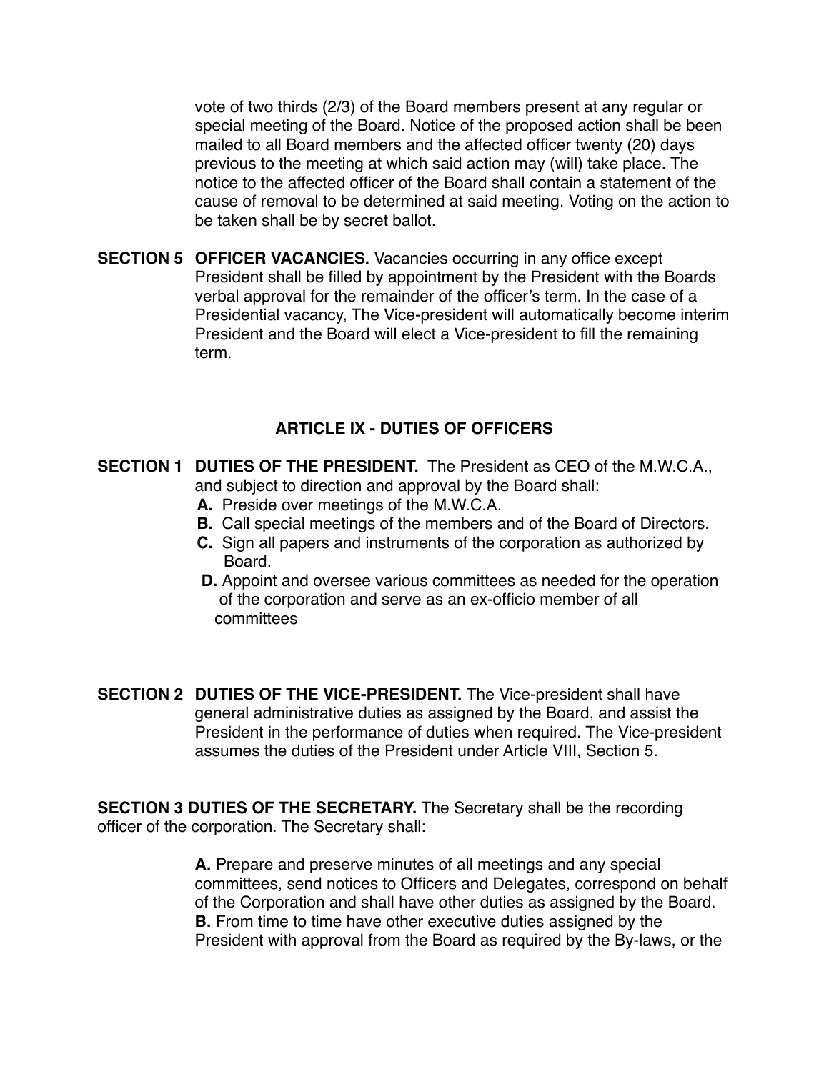vote of two thirds (2/3) of the Board members present at any regular or special meeting of the Board. Notice of the proposed action shall be been mailed to all Board members and the affected officer twenty (20) days previous to the meeting at which said action may (will) take place. The notice to the affected officer of the Board shall contain a statement of the cause of removal to be determined at said meeting. Voting on the action to be taken shall be by secret ballot.

**SECTION 5 OFFICER VACANCIES.** Vacancies occurring in any office except President shall be filled by appointment by the President with the Boards verbal approval for the remainder of the officer's term. In the case of a Presidential vacancy, The Vice-president will automatically become interim President and the Board will elect a Vice-president to fill the remaining term.

## ARTICLE IX - DUTIES OF OFFICERS

**SECTION 1 DUTIES OF THE PRESIDENT.** The President as CEO of the M.W.C.A., and subject to direction and approval by the Board shall:

**A.** Preside over meetings of the M.W.C.A.

**B.** Call special meetings of the members and of the Board of Directors.

**C.** Sign all papers and instruments of the corporation as authorized by Board.

**D.** Appoint and oversee various committees as needed for the operation of the corporation and serve as an ex-officio member of all committees

**SECTION 2 DUTIES OF THE VICE-PRESIDENT.** The Vice-president shall have general administrative duties as assigned by the Board, and assist the President in the performance of duties when required. The Vice-president assumes the duties of the President under Article VIII, Section 5.

**SECTION 3 DUTIES OF THE SECRETARY.** The Secretary shall be the recording officer of the corporation. The Secretary shall:

**A.** Prepare and preserve minutes of all meetings and any special committees, send notices to Officers and Delegates, correspond on behalf of the Corporation and shall have other duties as assigned by the Board.

**B.** From time to time have other executive duties assigned by the President with approval from the Board as required by the By-laws, or the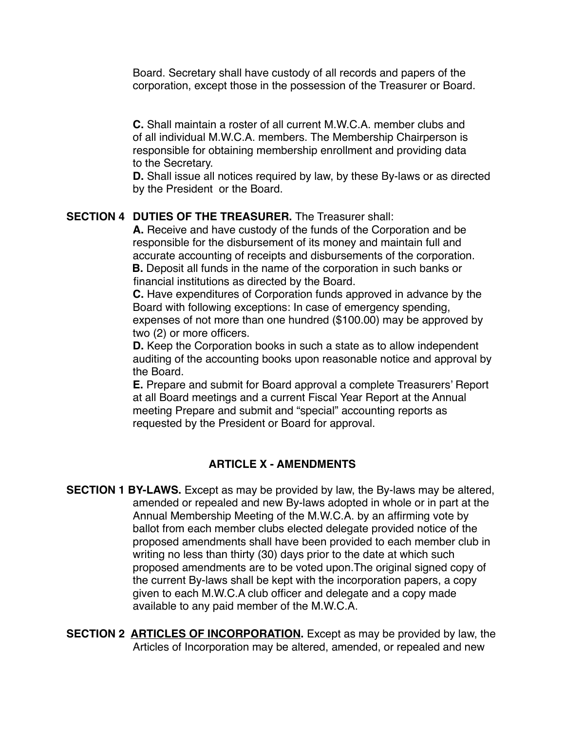Board. Secretary shall have custody of all records and papers of the corporation, except those in the possession of the Treasurer or Board.

**C.** Shall maintain a roster of all current M.W.C.A. member clubs and of all individual M.W.C.A. members. The Membership Chairperson is responsible for obtaining membership enrollment and providing data to the Secretary.
**D.** Shall issue all notices required by law, by these By-laws or as directed by the President or the Board.

**SECTION 4 DUTIES OF THE TREASURER.** The Treasurer shall:
**A.** Receive and have custody of the funds of the Corporation and be responsible for the disbursement of its money and maintain full and accurate accounting of receipts and disbursements of the corporation.
**B.** Deposit all funds in the name of the corporation in such banks or financial institutions as directed by the Board.
**C.** Have expenditures of Corporation funds approved in advance by the Board with following exceptions: In case of emergency spending, expenses of not more than one hundred ($100.00) may be approved by two (2) or more officers.
**D.** Keep the Corporation books in such a state as to allow independent auditing of the accounting books upon reasonable notice and approval by the Board.
**E.** Prepare and submit for Board approval a complete Treasurers' Report at all Board meetings and a current Fiscal Year Report at the Annual meeting Prepare and submit and "special" accounting reports as requested by the President or Board for approval.

## ARTICLE X - AMENDMENTS

**SECTION 1 BY-LAWS.** Except as may be provided by law, the By-laws may be altered, amended or repealed and new By-laws adopted in whole or in part at the Annual Membership Meeting of the M.W.C.A. by an affirming vote by ballot from each member clubs elected delegate provided notice of the proposed amendments shall have been provided to each member club in writing no less than thirty (30) days prior to the date at which such proposed amendments are to be voted upon.The original signed copy of the current By-laws shall be kept with the incorporation papers, a copy given to each M.W.C.A club officer and delegate and a copy made available to any paid member of the M.W.C.A.

**SECTION 2 <u>ARTICLES OF INCORPORATION</u>.** Except as may be provided by law, the Articles of Incorporation may be altered, amended, or repealed and new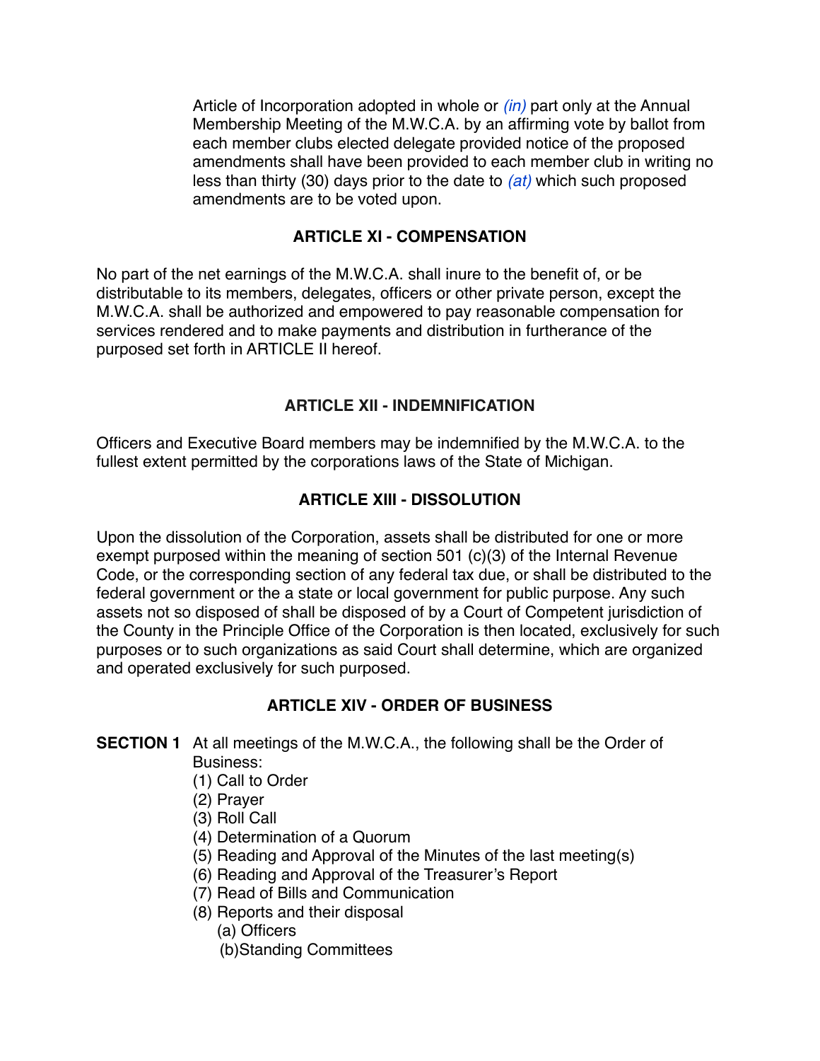Article of Incorporation adopted in whole or *(in)* part only at the Annual Membership Meeting of the M.W.C.A. by an affirming vote by ballot from each member clubs elected delegate provided notice of the proposed amendments shall have been provided to each member club in writing no less than thirty (30) days prior to the date to *(at)* which such proposed amendments are to be voted upon.

## ARTICLE XI - COMPENSATION

No part of the net earnings of the M.W.C.A. shall inure to the benefit of, or be distributable to its members, delegates, officers or other private person, except the M.W.C.A. shall be authorized and empowered to pay reasonable compensation for services rendered and to make payments and distribution in furtherance of the purposed set forth in ARTICLE II hereof.

## ARTICLE XII - INDEMNIFICATION

Officers and Executive Board members may be indemnified by the M.W.C.A. to the fullest extent permitted by the corporations laws of the State of Michigan.

## ARTICLE XIII - DISSOLUTION

Upon the dissolution of the Corporation, assets shall be distributed for one or more exempt purposed within the meaning of section 501 (c)(3) of the Internal Revenue Code, or the corresponding section of any federal tax due, or shall be distributed to the federal government or the a state or local government for public purpose. Any such assets not so disposed of shall be disposed of by a Court of Competent jurisdiction of the County in the Principle Office of the Corporation is then located, exclusively for such purposes or to such organizations as said Court shall determine, which are organized and operated exclusively for such purposed.

## ARTICLE XIV - ORDER OF BUSINESS

**SECTION 1** At all meetings of the M.W.C.A., the following shall be the Order of Business:

(1) Call to Order
(2) Prayer
(3) Roll Call
(4) Determination of a Quorum
(5) Reading and Approval of the Minutes of the last meeting(s)
(6) Reading and Approval of the Treasurer's Report
(7) Read of Bills and Communication
(8) Reports and their disposal
  (a) Officers
  (b)Standing Committees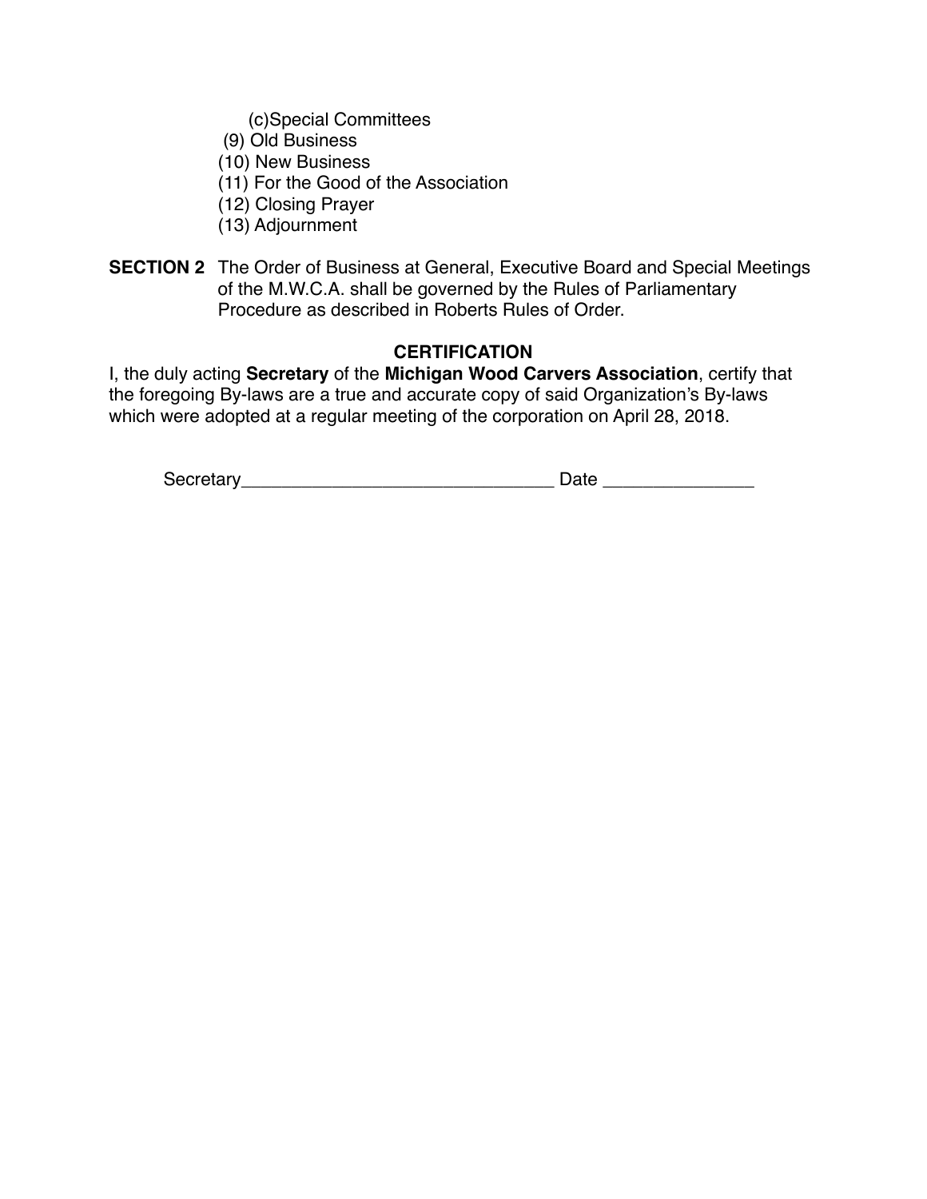(c)Special Committees
(9) Old Business
(10) New Business
(11) For the Good of the Association
(12) Closing Prayer
(13) Adjournment

**SECTION 2** The Order of Business at General, Executive Board and Special Meetings of the M.W.C.A. shall be governed by the Rules of Parliamentary Procedure as described in Roberts Rules of Order.

**CERTIFICATION**

I, the duly acting **Secretary** of the **Michigan Wood Carvers Association**, certify that the foregoing By-laws are a true and accurate copy of said Organization's By-laws which were adopted at a regular meeting of the corporation on April 28, 2018.

Secretary_______________________________ Date _______________